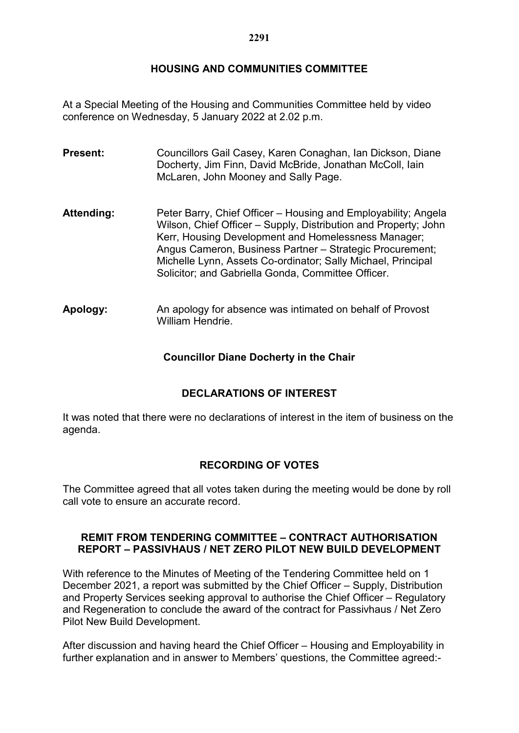# HOUSING AND COMMUNITIES COMMITTEE

At a Special Meeting of the Housing and Communities Committee held by video conference on Wednesday, 5 January 2022 at 2.02 p.m.

**Present:** Councillors Gail Casey, Karen Conaghan, Ian Dickson, Diane Docherty, Jim Finn, David McBride, Jonathan McColl, Iain McLaren, John Mooney and Sally Page.

**Attending:** Peter Barry, Chief Officer – Housing and Employability; Angela Wilson, Chief Officer – Supply, Distribution and Property; John Kerr, Housing Development and Homelessness Manager; Angus Cameron, Business Partner – Strategic Procurement; Michelle Lynn, Assets Co-ordinator; Sally Michael, Principal Solicitor; and Gabriella Gonda, Committee Officer.

**Apology:** An apology for absence was intimated on behalf of Provost William Hendrie.

**Councillor Diane Docherty in the Chair**

## DECLARATIONS OF INTEREST

It was noted that there were no declarations of interest in the item of business on the agenda.

## RECORDING OF VOTES

The Committee agreed that all votes taken during the meeting would be done by roll call vote to ensure an accurate record.

## REMIT FROM TENDERING COMMITTEE – CONTRACT AUTHORISATION REPORT – PASSIVHAUS / NET ZERO PILOT NEW BUILD DEVELOPMENT

With reference to the Minutes of Meeting of the Tendering Committee held on 1 December 2021, a report was submitted by the Chief Officer – Supply, Distribution and Property Services seeking approval to authorise the Chief Officer – Regulatory and Regeneration to conclude the award of the contract for Passivhaus / Net Zero Pilot New Build Development.

After discussion and having heard the Chief Officer – Housing and Employability in further explanation and in answer to Members' questions, the Committee agreed:-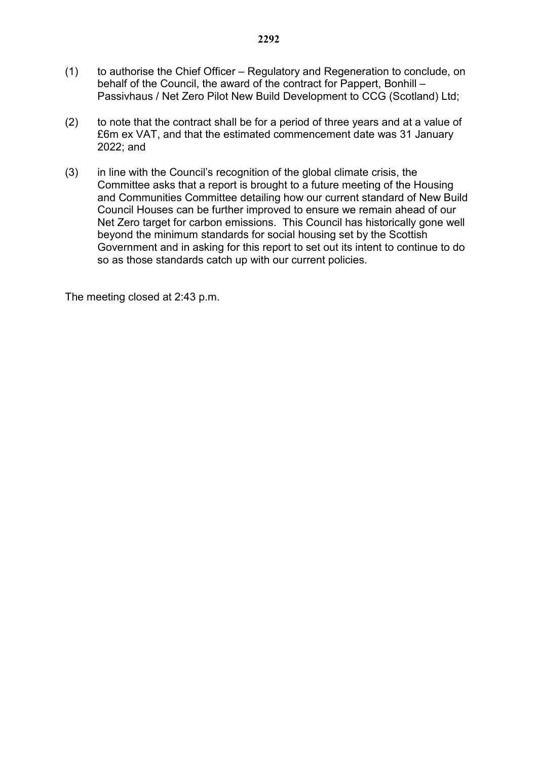(1) to authorise the Chief Officer – Regulatory and Regeneration to conclude, on behalf of the Council, the award of the contract for Pappert, Bonhill – Passivhaus / Net Zero Pilot New Build Development to CCG (Scotland) Ltd;

(2) to note that the contract shall be for a period of three years and at a value of £6m ex VAT, and that the estimated commencement date was 31 January 2022; and

(3) in line with the Council's recognition of the global climate crisis, the Committee asks that a report is brought to a future meeting of the Housing and Communities Committee detailing how our current standard of New Build Council Houses can be further improved to ensure we remain ahead of our Net Zero target for carbon emissions. This Council has historically gone well beyond the minimum standards for social housing set by the Scottish Government and in asking for this report to set out its intent to continue to do so as those standards catch up with our current policies.

The meeting closed at 2:43 p.m.